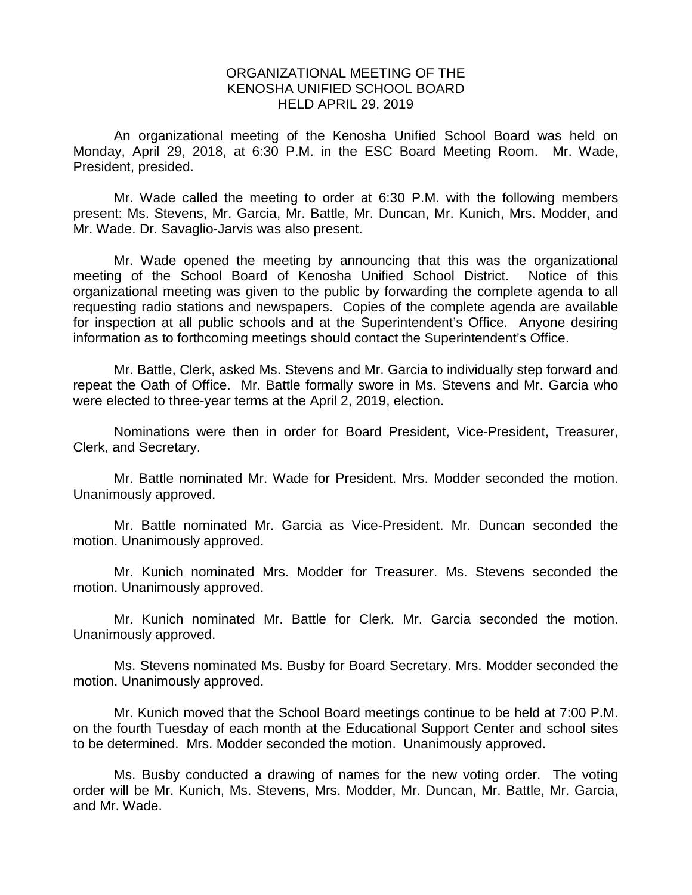# ORGANIZATIONAL MEETING OF THE KENOSHA UNIFIED SCHOOL BOARD HELD APRIL 29, 2019

An organizational meeting of the Kenosha Unified School Board was held on Monday, April 29, 2018, at 6:30 P.M. in the ESC Board Meeting Room. Mr. Wade, President, presided.

Mr. Wade called the meeting to order at 6:30 P.M. with the following members present: Ms. Stevens, Mr. Garcia, Mr. Battle, Mr. Duncan, Mr. Kunich, Mrs. Modder, and Mr. Wade. Dr. Savaglio-Jarvis was also present.

Mr. Wade opened the meeting by announcing that this was the organizational meeting of the School Board of Kenosha Unified School District. Notice of this organizational meeting was given to the public by forwarding the complete agenda to all requesting radio stations and newspapers. Copies of the complete agenda are available for inspection at all public schools and at the Superintendent's Office. Anyone desiring information as to forthcoming meetings should contact the Superintendent's Office.

Mr. Battle, Clerk, asked Ms. Stevens and Mr. Garcia to individually step forward and repeat the Oath of Office. Mr. Battle formally swore in Ms. Stevens and Mr. Garcia who were elected to three-year terms at the April 2, 2019, election.

Nominations were then in order for Board President, Vice-President, Treasurer, Clerk, and Secretary.

Mr. Battle nominated Mr. Wade for President. Mrs. Modder seconded the motion. Unanimously approved.

Mr. Battle nominated Mr. Garcia as Vice-President. Mr. Duncan seconded the motion. Unanimously approved.

Mr. Kunich nominated Mrs. Modder for Treasurer. Ms. Stevens seconded the motion. Unanimously approved.

Mr. Kunich nominated Mr. Battle for Clerk. Mr. Garcia seconded the motion. Unanimously approved.

Ms. Stevens nominated Ms. Busby for Board Secretary. Mrs. Modder seconded the motion. Unanimously approved.

Mr. Kunich moved that the School Board meetings continue to be held at 7:00 P.M. on the fourth Tuesday of each month at the Educational Support Center and school sites to be determined. Mrs. Modder seconded the motion. Unanimously approved.

Ms. Busby conducted a drawing of names for the new voting order. The voting order will be Mr. Kunich, Ms. Stevens, Mrs. Modder, Mr. Duncan, Mr. Battle, Mr. Garcia, and Mr. Wade.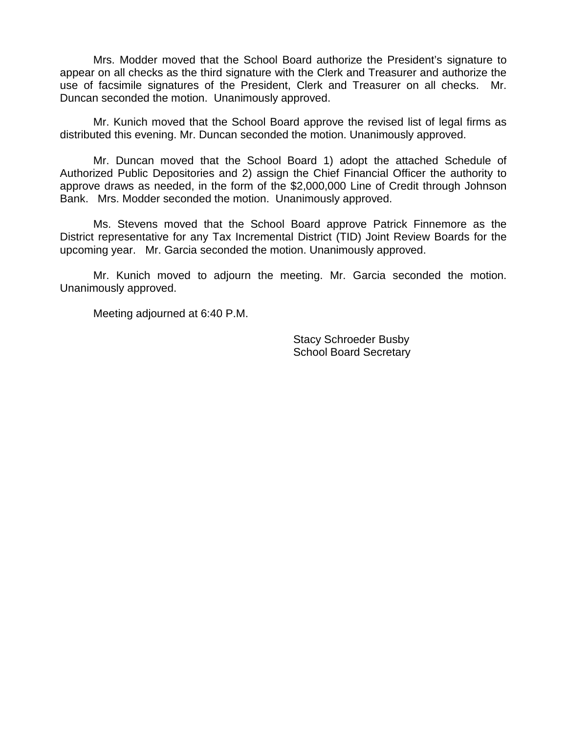Mrs. Modder moved that the School Board authorize the President's signature to appear on all checks as the third signature with the Clerk and Treasurer and authorize the use of facsimile signatures of the President, Clerk and Treasurer on all checks. Mr. Duncan seconded the motion. Unanimously approved.

Mr. Kunich moved that the School Board approve the revised list of legal firms as distributed this evening. Mr. Duncan seconded the motion. Unanimously approved.

Mr. Duncan moved that the School Board 1) adopt the attached Schedule of Authorized Public Depositories and 2) assign the Chief Financial Officer the authority to approve draws as needed, in the form of the $2,000,000 Line of Credit through Johnson Bank. Mrs. Modder seconded the motion. Unanimously approved.

Ms. Stevens moved that the School Board approve Patrick Finnemore as the District representative for any Tax Incremental District (TID) Joint Review Boards for the upcoming year. Mr. Garcia seconded the motion. Unanimously approved.

Mr. Kunich moved to adjourn the meeting. Mr. Garcia seconded the motion. Unanimously approved.

Meeting adjourned at 6:40 P.M.

Stacy Schroeder Busby
School Board Secretary